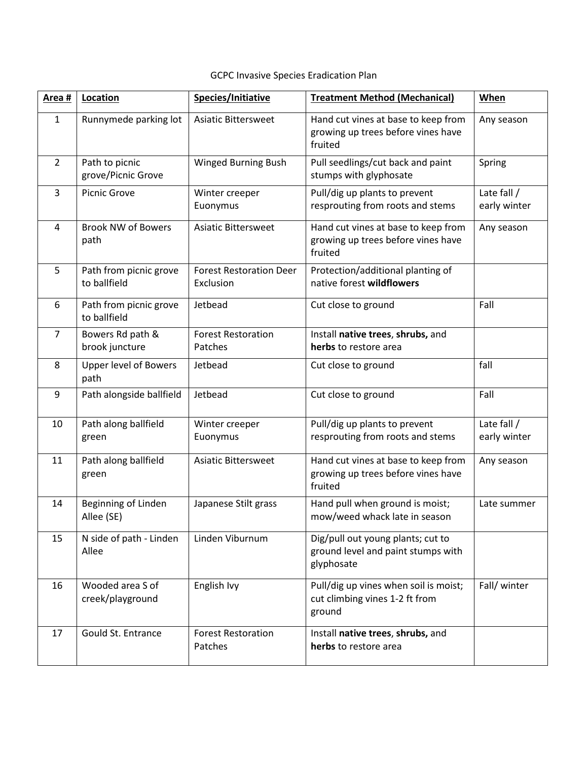GCPC Invasive Species Eradication Plan

| **Area #** | **Location** | **Species/Initiative** | **Treatment Method (Mechanical)** | **When** |
|---|---|---|---|---|
| 1 | Runnymede parking lot | Asiatic Bittersweet | Hand cut vines at base to keep from growing up trees before vines have fruited | Any season |
| 2 | Path to picnic grove/Picnic Grove | Winged Burning Bush | Pull seedlings/cut back and paint stumps with glyphosate | Spring |
| 3 | Picnic Grove | Winter creeper Euonymus | Pull/dig up plants to prevent resprouting from roots and stems | Late fall / early winter |
| 4 | Brook NW of Bowers path | Asiatic Bittersweet | Hand cut vines at base to keep from growing up trees before vines have fruited | Any season |
| 5 | Path from picnic grove to ballfield | Forest Restoration Deer Exclusion | Protection/additional planting of native forest **wildflowers** | |
| 6 | Path from picnic grove to ballfield | Jetbead | Cut close to ground | Fall |
| 7 | Bowers Rd path & brook juncture | Forest Restoration Patches | Install **native trees**, **shrubs,** and **herbs** to restore area | |
| 8 | Upper level of Bowers path | Jetbead | Cut close to ground | fall |
| 9 | Path alongside ballfield | Jetbead | Cut close to ground | Fall |
| 10 | Path along ballfield green | Winter creeper Euonymus | Pull/dig up plants to prevent resprouting from roots and stems | Late fall / early winter |
| 11 | Path along ballfield green | Asiatic Bittersweet | Hand cut vines at base to keep from growing up trees before vines have fruited | Any season |
| 14 | Beginning of Linden Allee (SE) | Japanese Stilt grass | Hand pull when ground is moist; mow/weed whack late in season | Late summer |
| 15 | N side of path - Linden Allee | Linden Viburnum | Dig/pull out young plants; cut to ground level and paint stumps with glyphosate | |
| 16 | Wooded area S of creek/playground | English Ivy | Pull/dig up vines when soil is moist; cut climbing vines 1-2 ft from ground | Fall/ winter |
| 17 | Gould St. Entrance | Forest Restoration Patches | Install **native trees**, **shrubs,** and **herbs** to restore area | |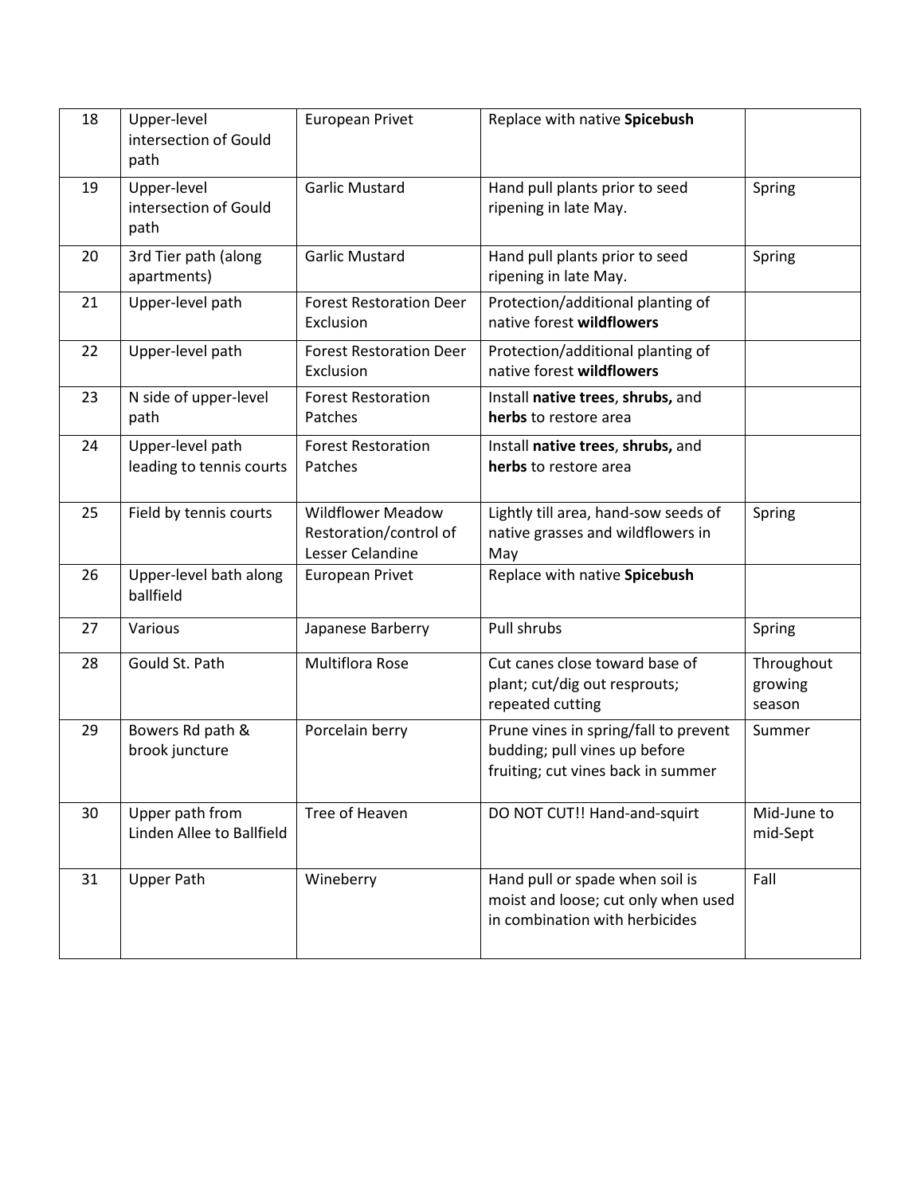| | | | | |
|---|---|---|---|---|
| 18 | Upper-level intersection of Gould path | European Privet | Replace with native **Spicebush** | |
| 19 | Upper-level intersection of Gould path | Garlic Mustard | Hand pull plants prior to seed ripening in late May. | Spring |
| 20 | 3rd Tier path (along apartments) | Garlic Mustard | Hand pull plants prior to seed ripening in late May. | Spring |
| 21 | Upper-level path | Forest Restoration Deer Exclusion | Protection/additional planting of native forest **wildflowers** | |
| 22 | Upper-level path | Forest Restoration Deer Exclusion | Protection/additional planting of native forest **wildflowers** | |
| 23 | N side of upper-level path | Forest Restoration Patches | Install **native trees**, **shrubs,** and **herbs** to restore area | |
| 24 | Upper-level path leading to tennis courts | Forest Restoration Patches | Install **native trees**, **shrubs,** and **herbs** to restore area | |
| 25 | Field by tennis courts | Wildflower Meadow Restoration/control of Lesser Celandine | Lightly till area, hand-sow seeds of native grasses and wildflowers in May | Spring |
| 26 | Upper-level bath along ballfield | European Privet | Replace with native **Spicebush** | |
| 27 | Various | Japanese Barberry | Pull shrubs | Spring |
| 28 | Gould St. Path | Multiflora Rose | Cut canes close toward base of plant; cut/dig out resprouts; repeated cutting | Throughout growing season |
| 29 | Bowers Rd path & brook juncture | Porcelain berry | Prune vines in spring/fall to prevent budding; pull vines up before fruiting; cut vines back in summer | Summer |
| 30 | Upper path from Linden Allee to Ballfield | Tree of Heaven | DO NOT CUT!! Hand-and-squirt | Mid-June to mid-Sept |
| 31 | Upper Path | Wineberry | Hand pull or spade when soil is moist and loose; cut only when used in combination with herbicides | Fall |